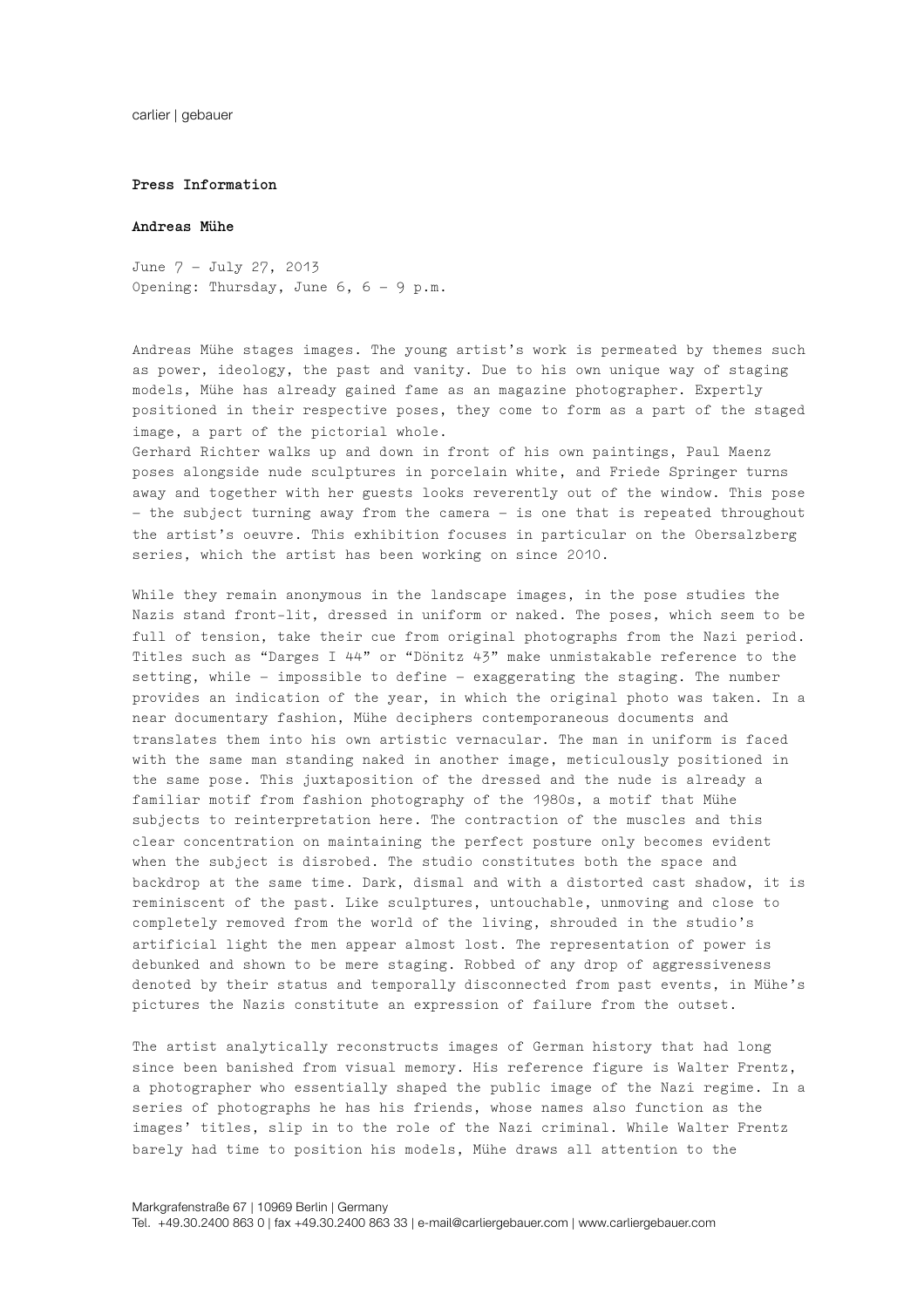carlier | gebauer

**Press Information**

**Andreas Mühe**

June 7 – July 27, 2013
Opening: Thursday, June 6, 6 – 9 p.m.

Andreas Mühe stages images. The young artist's work is permeated by themes such as power, ideology, the past and vanity. Due to his own unique way of staging models, Mühe has already gained fame as an magazine photographer. Expertly positioned in their respective poses, they come to form as a part of the staged image, a part of the pictorial whole.
Gerhard Richter walks up and down in front of his own paintings, Paul Maenz poses alongside nude sculptures in porcelain white, and Friede Springer turns away and together with her guests looks reverently out of the window. This pose – the subject turning away from the camera – is one that is repeated throughout the artist's oeuvre. This exhibition focuses in particular on the Obersalzberg series, which the artist has been working on since 2010.

While they remain anonymous in the landscape images, in the pose studies the Nazis stand front-lit, dressed in uniform or naked. The poses, which seem to be full of tension, take their cue from original photographs from the Nazi period. Titles such as "Darges I 44" or "Dönitz 43" make unmistakable reference to the setting, while – impossible to define – exaggerating the staging. The number provides an indication of the year, in which the original photo was taken. In a near documentary fashion, Mühe deciphers contemporaneous documents and translates them into his own artistic vernacular. The man in uniform is faced with the same man standing naked in another image, meticulously positioned in the same pose. This juxtaposition of the dressed and the nude is already a familiar motif from fashion photography of the 1980s, a motif that Mühe subjects to reinterpretation here. The contraction of the muscles and this clear concentration on maintaining the perfect posture only becomes evident when the subject is disrobed. The studio constitutes both the space and backdrop at the same time. Dark, dismal and with a distorted cast shadow, it is reminiscent of the past. Like sculptures, untouchable, unmoving and close to completely removed from the world of the living, shrouded in the studio's artificial light the men appear almost lost. The representation of power is debunked and shown to be mere staging. Robbed of any drop of aggressiveness denoted by their status and temporally disconnected from past events, in Mühe's pictures the Nazis constitute an expression of failure from the outset.

The artist analytically reconstructs images of German history that had long since been banished from visual memory. His reference figure is Walter Frentz, a photographer who essentially shaped the public image of the Nazi regime. In a series of photographs he has his friends, whose names also function as the images' titles, slip in to the role of the Nazi criminal. While Walter Frentz barely had time to position his models, Mühe draws all attention to the

Markgrafenstraße 67 | 10969 Berlin | Germany
Tel. +49.30.2400 863 0 | fax +49.30.2400 863 33 | e-mail@carliergebauer.com | www.carliergebauer.com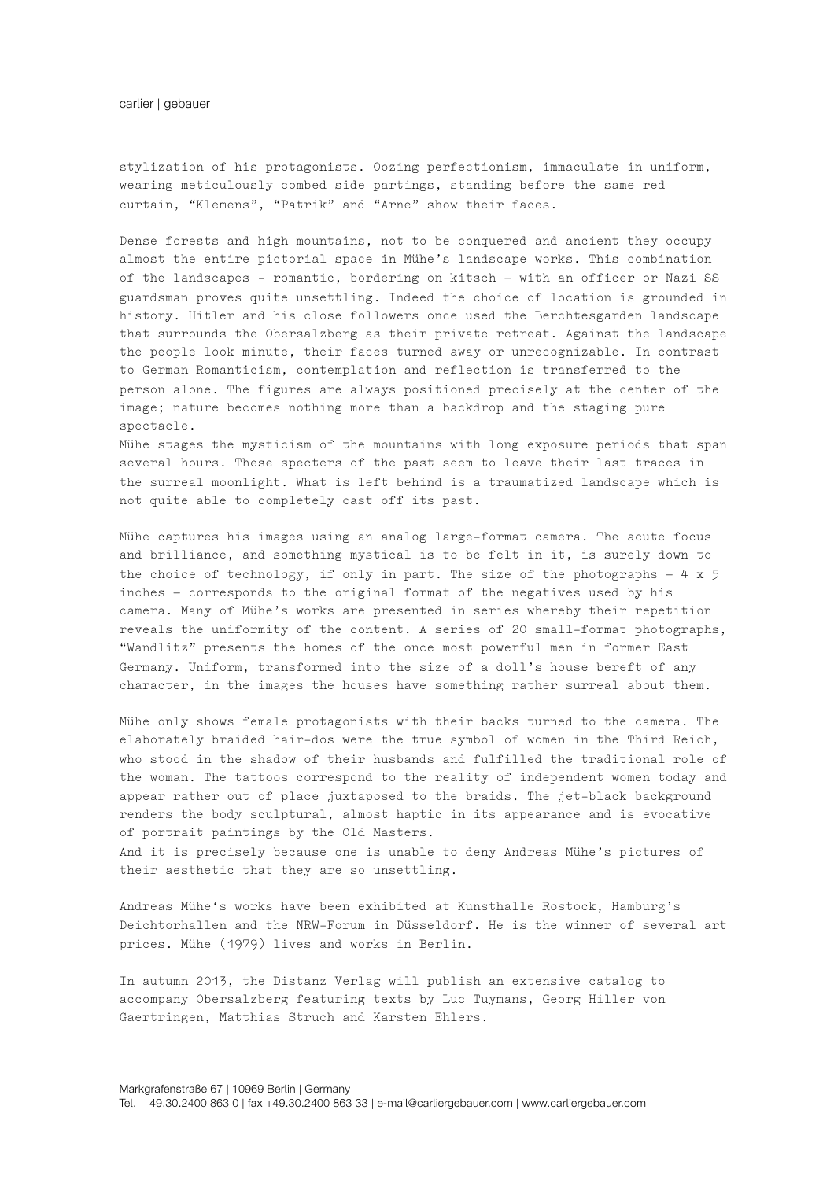stylization of his protagonists. Oozing perfectionism, immaculate in uniform, wearing meticulously combed side partings, standing before the same red curtain, "Klemens", "Patrik" and "Arne" show their faces.

Dense forests and high mountains, not to be conquered and ancient they occupy almost the entire pictorial space in Mühe's landscape works. This combination of the landscapes - romantic, bordering on kitsch – with an officer or Nazi SS guardsman proves quite unsettling. Indeed the choice of location is grounded in history. Hitler and his close followers once used the Berchtesgarden landscape that surrounds the Obersalzberg as their private retreat. Against the landscape the people look minute, their faces turned away or unrecognizable. In contrast to German Romanticism, contemplation and reflection is transferred to the person alone. The figures are always positioned precisely at the center of the image; nature becomes nothing more than a backdrop and the staging pure spectacle.
Mühe stages the mysticism of the mountains with long exposure periods that span several hours. These specters of the past seem to leave their last traces in the surreal moonlight. What is left behind is a traumatized landscape which is not quite able to completely cast off its past.

Mühe captures his images using an analog large-format camera. The acute focus and brilliance, and something mystical is to be felt in it, is surely down to the choice of technology, if only in part. The size of the photographs – 4 x 5 inches – corresponds to the original format of the negatives used by his camera. Many of Mühe's works are presented in series whereby their repetition reveals the uniformity of the content. A series of 20 small-format photographs, "Wandlitz" presents the homes of the once most powerful men in former East Germany. Uniform, transformed into the size of a doll's house bereft of any character, in the images the houses have something rather surreal about them.

Mühe only shows female protagonists with their backs turned to the camera. The elaborately braided hair-dos were the true symbol of women in the Third Reich, who stood in the shadow of their husbands and fulfilled the traditional role of the woman. The tattoos correspond to the reality of independent women today and appear rather out of place juxtaposed to the braids. The jet-black background renders the body sculptural, almost haptic in its appearance and is evocative of portrait paintings by the Old Masters.
And it is precisely because one is unable to deny Andreas Mühe's pictures of their aesthetic that they are so unsettling.

Andreas Mühe's works have been exhibited at Kunsthalle Rostock, Hamburg's Deichtorhallen and the NRW-Forum in Düsseldorf. He is the winner of several art prices. Mühe (1979) lives and works in Berlin.

In autumn 2013, the Distanz Verlag will publish an extensive catalog to accompany Obersalzberg featuring texts by Luc Tuymans, Georg Hiller von Gaertringen, Matthias Struch and Karsten Ehlers.